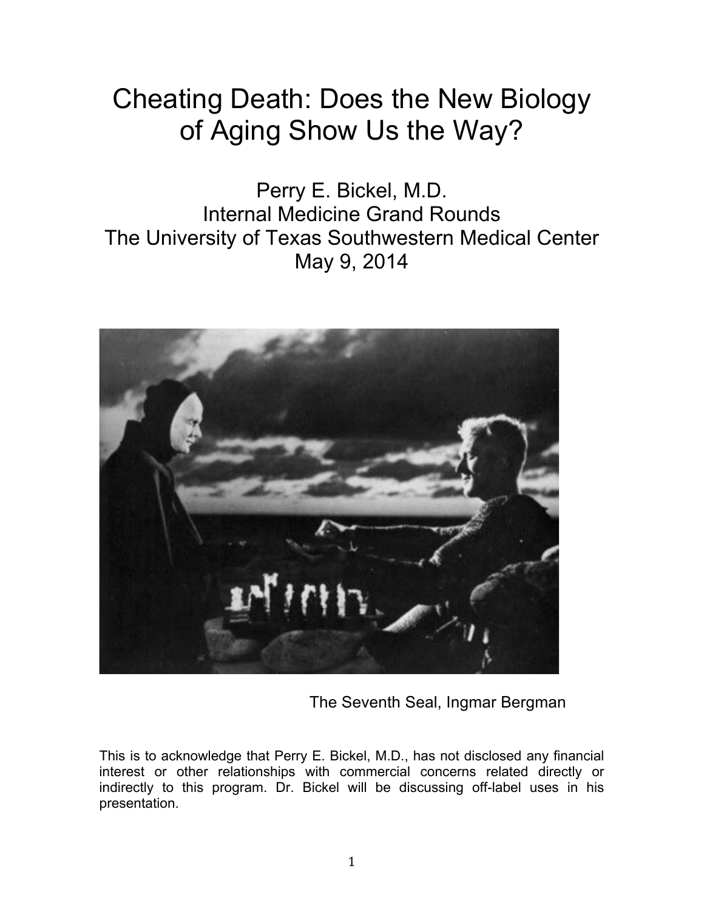# Cheating Death: Does the New Biology of Aging Show Us the Way?

Perry E. Bickel, M.D.
Internal Medicine Grand Rounds
The University of Texas Southwestern Medical Center
May 9, 2014

The Seventh Seal, Ingmar Bergman

This is to acknowledge that Perry E. Bickel, M.D., has not disclosed any financial interest or other relationships with commercial concerns related directly or indirectly to this program. Dr. Bickel will be discussing off-label uses in his presentation.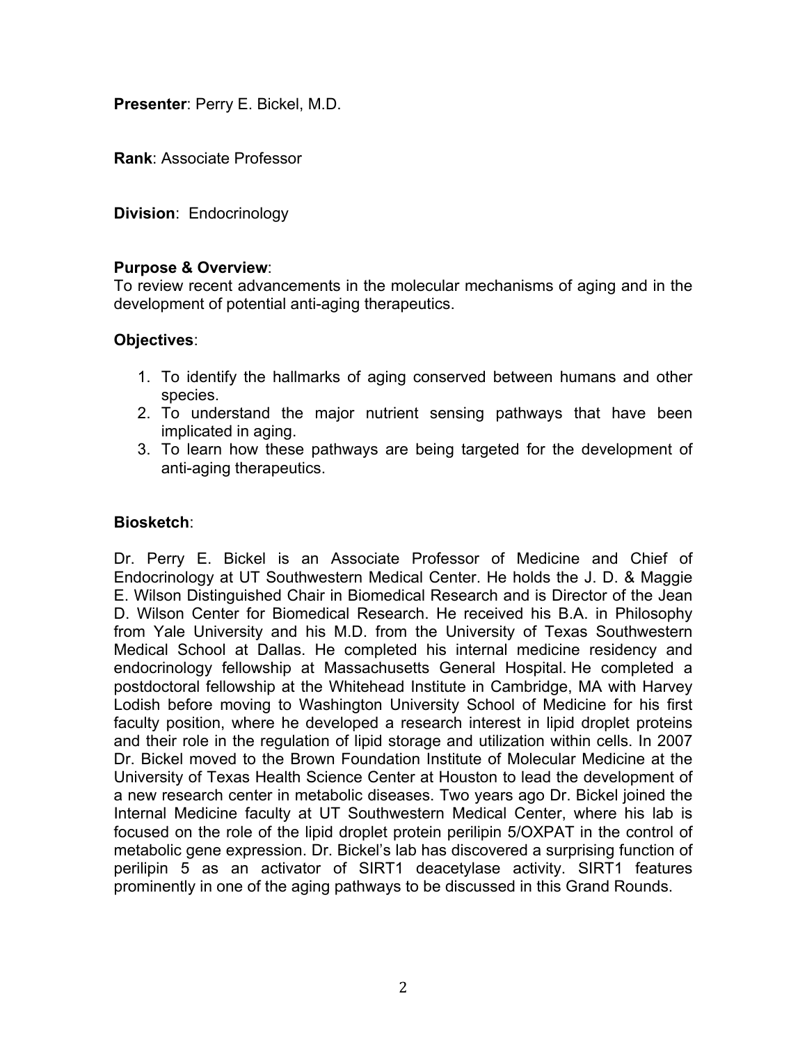**Presenter**: Perry E. Bickel, M.D.

**Rank**: Associate Professor

**Division**: Endocrinology

**Purpose & Overview**:
To review recent advancements in the molecular mechanisms of aging and in the development of potential anti-aging therapeutics.

**Objectives**:

1. To identify the hallmarks of aging conserved between humans and other species.
2. To understand the major nutrient sensing pathways that have been implicated in aging.
3. To learn how these pathways are being targeted for the development of anti-aging therapeutics.

**Biosketch**:

Dr. Perry E. Bickel is an Associate Professor of Medicine and Chief of Endocrinology at UT Southwestern Medical Center. He holds the J. D. & Maggie E. Wilson Distinguished Chair in Biomedical Research and is Director of the Jean D. Wilson Center for Biomedical Research. He received his B.A. in Philosophy from Yale University and his M.D. from the University of Texas Southwestern Medical School at Dallas. He completed his internal medicine residency and endocrinology fellowship at Massachusetts General Hospital. He completed a postdoctoral fellowship at the Whitehead Institute in Cambridge, MA with Harvey Lodish before moving to Washington University School of Medicine for his first faculty position, where he developed a research interest in lipid droplet proteins and their role in the regulation of lipid storage and utilization within cells. In 2007 Dr. Bickel moved to the Brown Foundation Institute of Molecular Medicine at the University of Texas Health Science Center at Houston to lead the development of a new research center in metabolic diseases. Two years ago Dr. Bickel joined the Internal Medicine faculty at UT Southwestern Medical Center, where his lab is focused on the role of the lipid droplet protein perilipin 5/OXPAT in the control of metabolic gene expression. Dr. Bickel's lab has discovered a surprising function of perilipin 5 as an activator of SIRT1 deacetylase activity. SIRT1 features prominently in one of the aging pathways to be discussed in this Grand Rounds.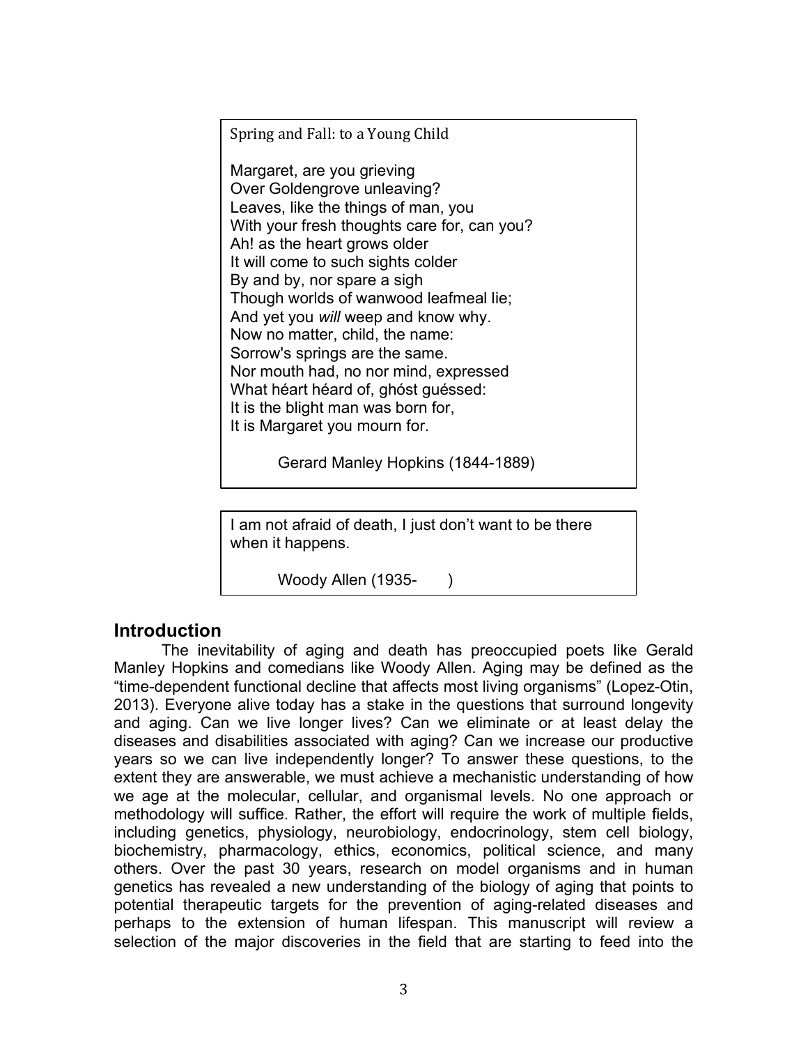Spring and Fall: to a Young Child

Margaret, are you grieving  
Over Goldengrove unleaving?  
Leaves, like the things of man, you  
With your fresh thoughts care for, can you?  
Ah! as the heart grows older  
It will come to such sights colder  
By and by, nor spare a sigh  
Though worlds of wanwood leafmeal lie;  
And yet you *will* weep and know why.  
Now no matter, child, the name:  
Sorrow's springs are the same.  
Nor mouth had, no nor mind, expressed  
What héart héard of, ghóst guéssed:  
It is the blight man was born for,  
It is Margaret you mourn for.

Gerard Manley Hopkins (1844-1889)

I am not afraid of death, I just don't want to be there when it happens.

Woody Allen (1935- )

## Introduction

The inevitability of aging and death has preoccupied poets like Gerald Manley Hopkins and comedians like Woody Allen. Aging may be defined as the "time-dependent functional decline that affects most living organisms" (Lopez-Otin, 2013). Everyone alive today has a stake in the questions that surround longevity and aging. Can we live longer lives? Can we eliminate or at least delay the diseases and disabilities associated with aging? Can we increase our productive years so we can live independently longer? To answer these questions, to the extent they are answerable, we must achieve a mechanistic understanding of how we age at the molecular, cellular, and organismal levels. No one approach or methodology will suffice. Rather, the effort will require the work of multiple fields, including genetics, physiology, neurobiology, endocrinology, stem cell biology, biochemistry, pharmacology, ethics, economics, political science, and many others. Over the past 30 years, research on model organisms and in human genetics has revealed a new understanding of the biology of aging that points to potential therapeutic targets for the prevention of aging-related diseases and perhaps to the extension of human lifespan. This manuscript will review a selection of the major discoveries in the field that are starting to feed into the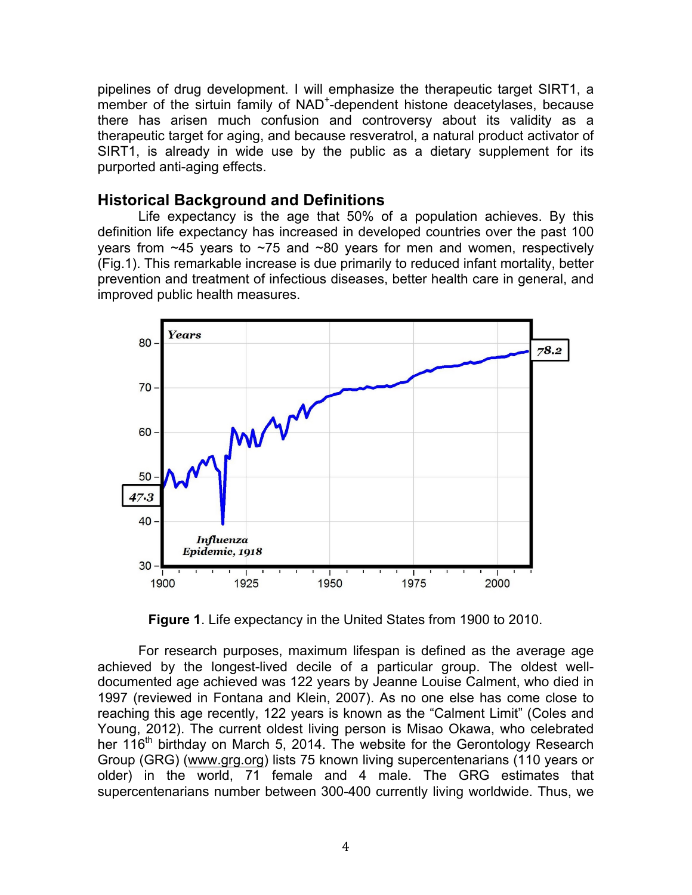pipelines of drug development. I will emphasize the therapeutic target SIRT1, a member of the sirtuin family of $NAD^+$-dependent histone deacetylases, because there has arisen much confusion and controversy about its validity as a therapeutic target for aging, and because resveratrol, a natural product activator of SIRT1, is already in wide use by the public as a dietary supplement for its purported anti-aging effects.

## Historical Background and Definitions

Life expectancy is the age that 50% of a population achieves. By this definition life expectancy has increased in developed countries over the past 100 years from ~45 years to ~75 and ~80 years for men and women, respectively (Fig.1). This remarkable increase is due primarily to reduced infant mortality, better prevention and treatment of infectious diseases, better health care in general, and improved public health measures.

**Figure 1**. Life expectancy in the United States from 1900 to 2010.

For research purposes, maximum lifespan is defined as the average age achieved by the longest-lived decile of a particular group. The oldest well-documented age achieved was 122 years by Jeanne Louise Calment, who died in 1997 (reviewed in Fontana and Klein, 2007). As no one else has come close to reaching this age recently, 122 years is known as the "Calment Limit" (Coles and Young, 2012). The current oldest living person is Misao Okawa, who celebrated her 116th birthday on March 5, 2014. The website for the Gerontology Research Group (GRG) (www.grg.org) lists 75 known living supercentenarians (110 years or older) in the world, 71 female and 4 male. The GRG estimates that supercentenarians number between 300-400 currently living worldwide. Thus, we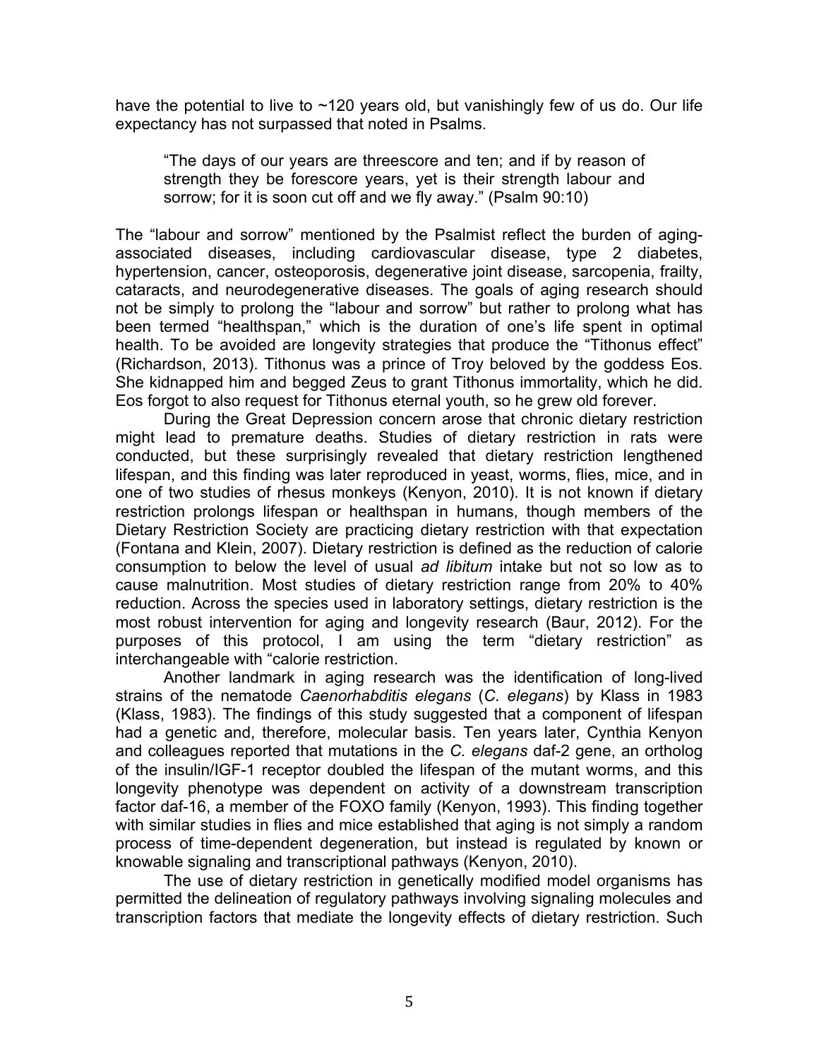have the potential to live to ~120 years old, but vanishingly few of us do. Our life expectancy has not surpassed that noted in Psalms.

> "The days of our years are threescore and ten; and if by reason of strength they be forescore years, yet is their strength labour and sorrow; for it is soon cut off and we fly away." (Psalm 90:10)

The "labour and sorrow" mentioned by the Psalmist reflect the burden of aging-associated diseases, including cardiovascular disease, type 2 diabetes, hypertension, cancer, osteoporosis, degenerative joint disease, sarcopenia, frailty, cataracts, and neurodegenerative diseases. The goals of aging research should not be simply to prolong the "labour and sorrow" but rather to prolong what has been termed "healthspan," which is the duration of one's life spent in optimal health. To be avoided are longevity strategies that produce the "Tithonus effect" (Richardson, 2013). Tithonus was a prince of Troy beloved by the goddess Eos. She kidnapped him and begged Zeus to grant Tithonus immortality, which he did. Eos forgot to also request for Tithonus eternal youth, so he grew old forever.

During the Great Depression concern arose that chronic dietary restriction might lead to premature deaths. Studies of dietary restriction in rats were conducted, but these surprisingly revealed that dietary restriction lengthened lifespan, and this finding was later reproduced in yeast, worms, flies, mice, and in one of two studies of rhesus monkeys (Kenyon, 2010). It is not known if dietary restriction prolongs lifespan or healthspan in humans, though members of the Dietary Restriction Society are practicing dietary restriction with that expectation (Fontana and Klein, 2007). Dietary restriction is defined as the reduction of calorie consumption to below the level of usual *ad libitum* intake but not so low as to cause malnutrition. Most studies of dietary restriction range from 20% to 40% reduction. Across the species used in laboratory settings, dietary restriction is the most robust intervention for aging and longevity research (Baur, 2012). For the purposes of this protocol, I am using the term "dietary restriction" as interchangeable with "calorie restriction.

Another landmark in aging research was the identification of long-lived strains of the nematode *Caenorhabditis elegans* (*C. elegans*) by Klass in 1983 (Klass, 1983). The findings of this study suggested that a component of lifespan had a genetic and, therefore, molecular basis. Ten years later, Cynthia Kenyon and colleagues reported that mutations in the *C. elegans* daf-2 gene, an ortholog of the insulin/IGF-1 receptor doubled the lifespan of the mutant worms, and this longevity phenotype was dependent on activity of a downstream transcription factor daf-16, a member of the FOXO family (Kenyon, 1993). This finding together with similar studies in flies and mice established that aging is not simply a random process of time-dependent degeneration, but instead is regulated by known or knowable signaling and transcriptional pathways (Kenyon, 2010).

The use of dietary restriction in genetically modified model organisms has permitted the delineation of regulatory pathways involving signaling molecules and transcription factors that mediate the longevity effects of dietary restriction. Such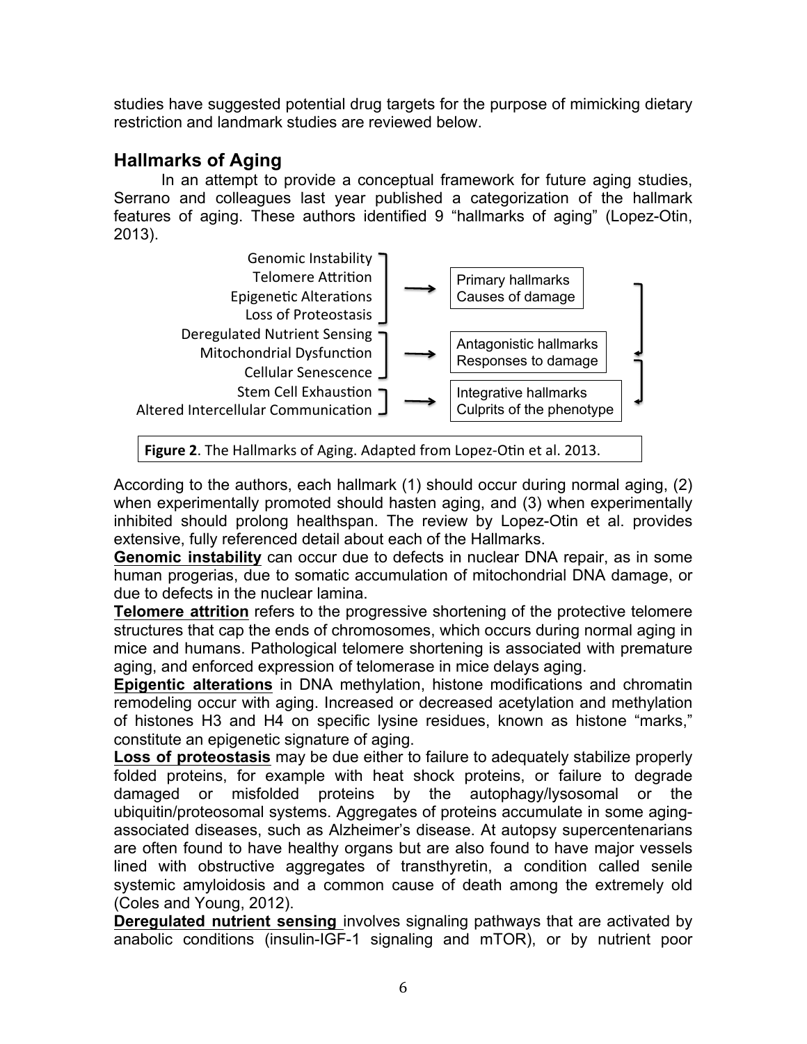studies have suggested potential drug targets for the purpose of mimicking dietary restriction and landmark studies are reviewed below.

## Hallmarks of Aging

In an attempt to provide a conceptual framework for future aging studies, Serrano and colleagues last year published a categorization of the hallmark features of aging. These authors identified 9 "hallmarks of aging" (Lopez-Otin, 2013).

| Hallmark | | Category |
| --- | --- | --- |
| Genomic Instability<br>Telomere Attrition<br>Epigenetic Alterations<br>Loss of Proteostasis | → | Primary hallmarks<br>Causes of damage |
| Deregulated Nutrient Sensing<br>Mitochondrial Dysfunction<br>Cellular Senescence | → | Antagonistic hallmarks<br>Responses to damage |
| Stem Cell Exhaustion<br>Altered Intercellular Communication | → | Integrative hallmarks<br>Culprits of the phenotype |

**Figure 2**. The Hallmarks of Aging. Adapted from Lopez-Otin et al. 2013.

According to the authors, each hallmark (1) should occur during normal aging, (2) when experimentally promoted should hasten aging, and (3) when experimentally inhibited should prolong healthspan. The review by Lopez-Otin et al. provides extensive, fully referenced detail about each of the Hallmarks.

**Genomic instability** can occur due to defects in nuclear DNA repair, as in some human progerias, due to somatic accumulation of mitochondrial DNA damage, or due to defects in the nuclear lamina.

**Telomere attrition** refers to the progressive shortening of the protective telomere structures that cap the ends of chromosomes, which occurs during normal aging in mice and humans. Pathological telomere shortening is associated with premature aging, and enforced expression of telomerase in mice delays aging.

**Epigentic alterations** in DNA methylation, histone modifications and chromatin remodeling occur with aging. Increased or decreased acetylation and methylation of histones H3 and H4 on specific lysine residues, known as histone "marks," constitute an epigenetic signature of aging.

**Loss of proteostasis** may be due either to failure to adequately stabilize properly folded proteins, for example with heat shock proteins, or failure to degrade damaged or misfolded proteins by the autophagy/lysosomal or the ubiquitin/proteosomal systems. Aggregates of proteins accumulate in some aging-associated diseases, such as Alzheimer's disease. At autopsy supercentenarians are often found to have healthy organs but are also found to have major vessels lined with obstructive aggregates of transthyretin, a condition called senile systemic amyloidosis and a common cause of death among the extremely old (Coles and Young, 2012).

**Deregulated nutrient sensing** involves signaling pathways that are activated by anabolic conditions (insulin-IGF-1 signaling and mTOR), or by nutrient poor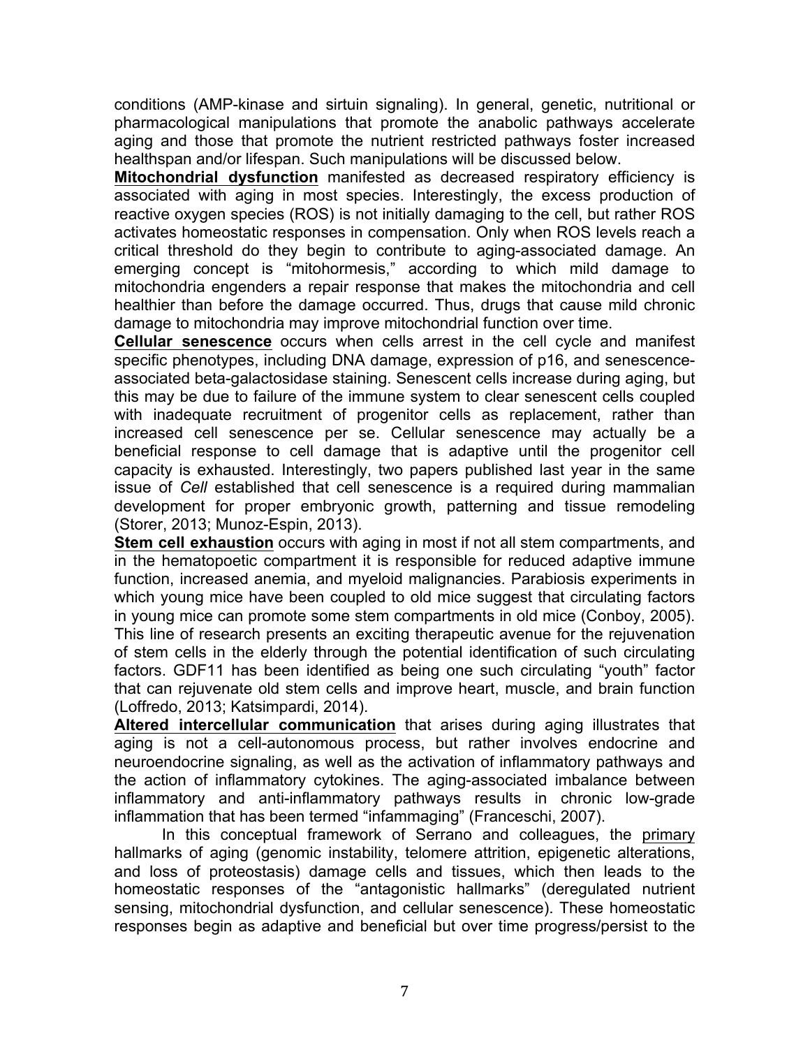conditions (AMP-kinase and sirtuin signaling). In general, genetic, nutritional or pharmacological manipulations that promote the anabolic pathways accelerate aging and those that promote the nutrient restricted pathways foster increased healthspan and/or lifespan. Such manipulations will be discussed below.

**Mitochondrial dysfunction** manifested as decreased respiratory efficiency is associated with aging in most species. Interestingly, the excess production of reactive oxygen species (ROS) is not initially damaging to the cell, but rather ROS activates homeostatic responses in compensation. Only when ROS levels reach a critical threshold do they begin to contribute to aging-associated damage. An emerging concept is "mitohormesis," according to which mild damage to mitochondria engenders a repair response that makes the mitochondria and cell healthier than before the damage occurred. Thus, drugs that cause mild chronic damage to mitochondria may improve mitochondrial function over time.

**Cellular senescence** occurs when cells arrest in the cell cycle and manifest specific phenotypes, including DNA damage, expression of p16, and senescence-associated beta-galactosidase staining. Senescent cells increase during aging, but this may be due to failure of the immune system to clear senescent cells coupled with inadequate recruitment of progenitor cells as replacement, rather than increased cell senescence per se. Cellular senescence may actually be a beneficial response to cell damage that is adaptive until the progenitor cell capacity is exhausted. Interestingly, two papers published last year in the same issue of *Cell* established that cell senescence is a required during mammalian development for proper embryonic growth, patterning and tissue remodeling (Storer, 2013; Munoz-Espin, 2013).

**Stem cell exhaustion** occurs with aging in most if not all stem compartments, and in the hematopoetic compartment it is responsible for reduced adaptive immune function, increased anemia, and myeloid malignancies. Parabiosis experiments in which young mice have been coupled to old mice suggest that circulating factors in young mice can promote some stem compartments in old mice (Conboy, 2005). This line of research presents an exciting therapeutic avenue for the rejuvenation of stem cells in the elderly through the potential identification of such circulating factors. GDF11 has been identified as being one such circulating "youth" factor that can rejuvenate old stem cells and improve heart, muscle, and brain function (Loffredo, 2013; Katsimpardi, 2014).

**Altered intercellular communication** that arises during aging illustrates that aging is not a cell-autonomous process, but rather involves endocrine and neuroendocrine signaling, as well as the activation of inflammatory pathways and the action of inflammatory cytokines. The aging-associated imbalance between inflammatory and anti-inflammatory pathways results in chronic low-grade inflammation that has been termed "infammaging" (Franceschi, 2007).

In this conceptual framework of Serrano and colleagues, the primary hallmarks of aging (genomic instability, telomere attrition, epigenetic alterations, and loss of proteostasis) damage cells and tissues, which then leads to the homeostatic responses of the "antagonistic hallmarks" (deregulated nutrient sensing, mitochondrial dysfunction, and cellular senescence). These homeostatic responses begin as adaptive and beneficial but over time progress/persist to the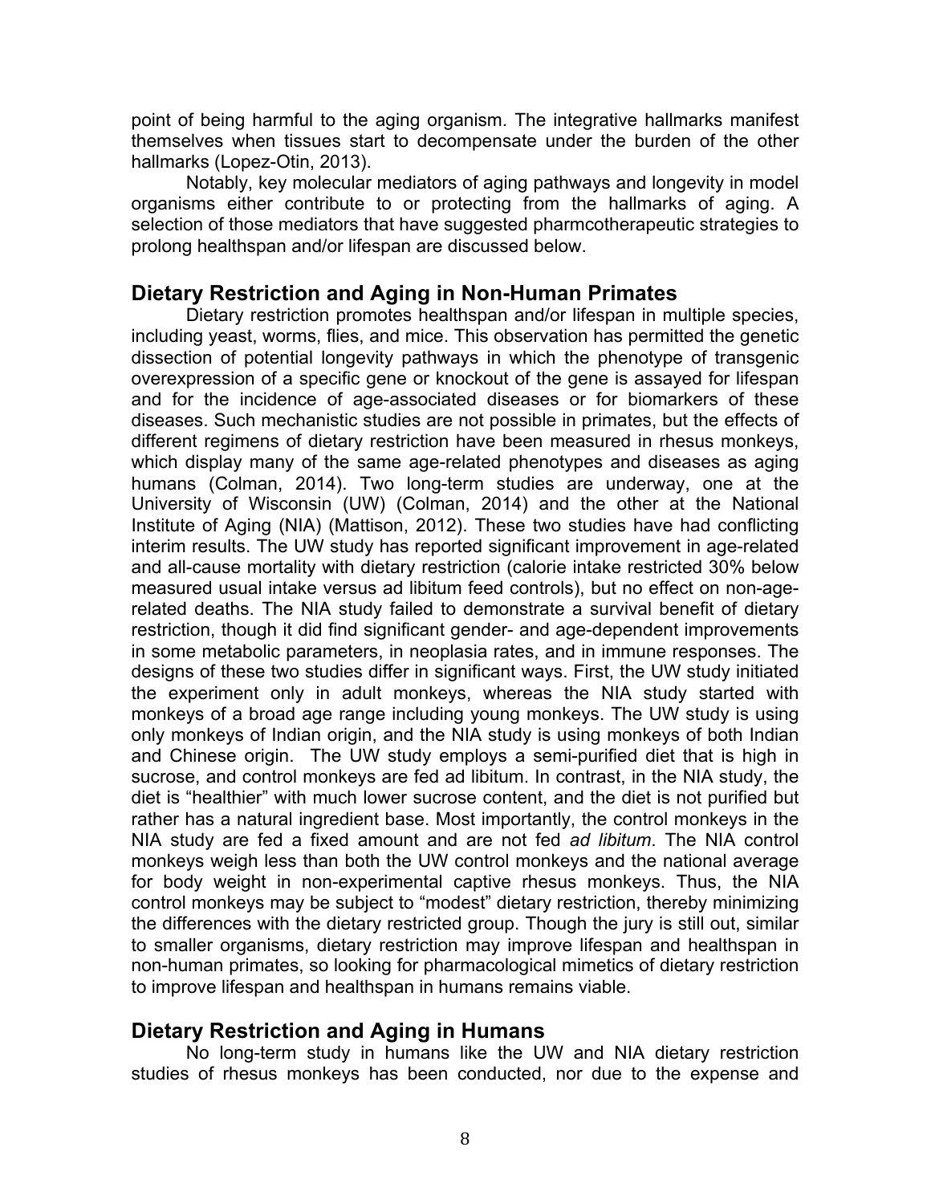point of being harmful to the aging organism. The integrative hallmarks manifest themselves when tissues start to decompensate under the burden of the other hallmarks (Lopez-Otin, 2013).

Notably, key molecular mediators of aging pathways and longevity in model organisms either contribute to or protecting from the hallmarks of aging. A selection of those mediators that have suggested pharmcotherapeutic strategies to prolong healthspan and/or lifespan are discussed below.

## Dietary Restriction and Aging in Non-Human Primates

Dietary restriction promotes healthspan and/or lifespan in multiple species, including yeast, worms, flies, and mice. This observation has permitted the genetic dissection of potential longevity pathways in which the phenotype of transgenic overexpression of a specific gene or knockout of the gene is assayed for lifespan and for the incidence of age-associated diseases or for biomarkers of these diseases. Such mechanistic studies are not possible in primates, but the effects of different regimens of dietary restriction have been measured in rhesus monkeys, which display many of the same age-related phenotypes and diseases as aging humans (Colman, 2014). Two long-term studies are underway, one at the University of Wisconsin (UW) (Colman, 2014) and the other at the National Institute of Aging (NIA) (Mattison, 2012). These two studies have had conflicting interim results. The UW study has reported significant improvement in age-related and all-cause mortality with dietary restriction (calorie intake restricted 30% below measured usual intake versus ad libitum feed controls), but no effect on non-age-related deaths. The NIA study failed to demonstrate a survival benefit of dietary restriction, though it did find significant gender- and age-dependent improvements in some metabolic parameters, in neoplasia rates, and in immune responses. The designs of these two studies differ in significant ways. First, the UW study initiated the experiment only in adult monkeys, whereas the NIA study started with monkeys of a broad age range including young monkeys. The UW study is using only monkeys of Indian origin, and the NIA study is using monkeys of both Indian and Chinese origin. The UW study employs a semi-purified diet that is high in sucrose, and control monkeys are fed ad libitum. In contrast, in the NIA study, the diet is "healthier" with much lower sucrose content, and the diet is not purified but rather has a natural ingredient base. Most importantly, the control monkeys in the NIA study are fed a fixed amount and are not fed *ad libitum*. The NIA control monkeys weigh less than both the UW control monkeys and the national average for body weight in non-experimental captive rhesus monkeys. Thus, the NIA control monkeys may be subject to "modest" dietary restriction, thereby minimizing the differences with the dietary restricted group. Though the jury is still out, similar to smaller organisms, dietary restriction may improve lifespan and healthspan in non-human primates, so looking for pharmacological mimetics of dietary restriction to improve lifespan and healthspan in humans remains viable.

## Dietary Restriction and Aging in Humans

No long-term study in humans like the UW and NIA dietary restriction studies of rhesus monkeys has been conducted, nor due to the expense and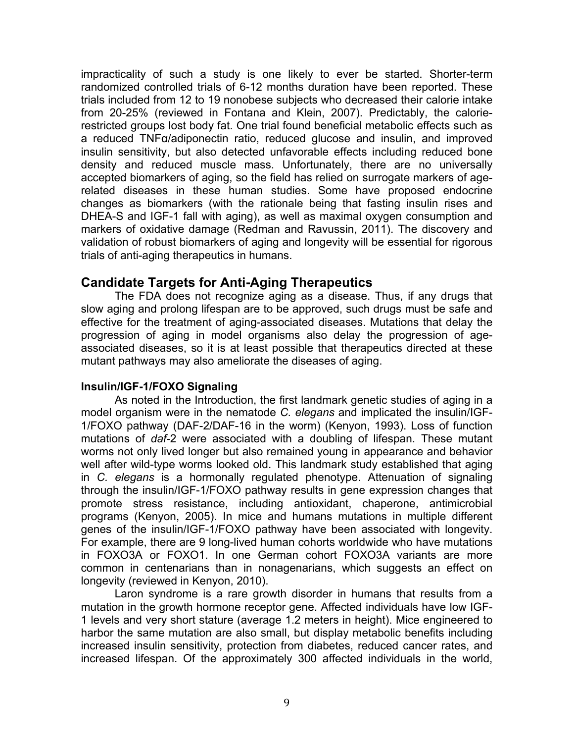impracticality of such a study is one likely to ever be started. Shorter-term randomized controlled trials of 6-12 months duration have been reported. These trials included from 12 to 19 nonobese subjects who decreased their calorie intake from 20-25% (reviewed in Fontana and Klein, 2007). Predictably, the calorie-restricted groups lost body fat. One trial found beneficial metabolic effects such as a reduced TNFα/adiponectin ratio, reduced glucose and insulin, and improved insulin sensitivity, but also detected unfavorable effects including reduced bone density and reduced muscle mass. Unfortunately, there are no universally accepted biomarkers of aging, so the field has relied on surrogate markers of age-related diseases in these human studies. Some have proposed endocrine changes as biomarkers (with the rationale being that fasting insulin rises and DHEA-S and IGF-1 fall with aging), as well as maximal oxygen consumption and markers of oxidative damage (Redman and Ravussin, 2011). The discovery and validation of robust biomarkers of aging and longevity will be essential for rigorous trials of anti-aging therapeutics in humans.

## Candidate Targets for Anti-Aging Therapeutics

The FDA does not recognize aging as a disease. Thus, if any drugs that slow aging and prolong lifespan are to be approved, such drugs must be safe and effective for the treatment of aging-associated diseases. Mutations that delay the progression of aging in model organisms also delay the progression of age-associated diseases, so it is at least possible that therapeutics directed at these mutant pathways may also ameliorate the diseases of aging.

### Insulin/IGF-1/FOXO Signaling

As noted in the Introduction, the first landmark genetic studies of aging in a model organism were in the nematode *C. elegans* and implicated the insulin/IGF-1/FOXO pathway (DAF-2/DAF-16 in the worm) (Kenyon, 1993). Loss of function mutations of *daf-2* were associated with a doubling of lifespan. These mutant worms not only lived longer but also remained young in appearance and behavior well after wild-type worms looked old. This landmark study established that aging in *C. elegans* is a hormonally regulated phenotype. Attenuation of signaling through the insulin/IGF-1/FOXO pathway results in gene expression changes that promote stress resistance, including antioxidant, chaperone, antimicrobial programs (Kenyon, 2005). In mice and humans mutations in multiple different genes of the insulin/IGF-1/FOXO pathway have been associated with longevity. For example, there are 9 long-lived human cohorts worldwide who have mutations in FOXO3A or FOXO1. In one German cohort FOXO3A variants are more common in centenarians than in nonagenarians, which suggests an effect on longevity (reviewed in Kenyon, 2010).

Laron syndrome is a rare growth disorder in humans that results from a mutation in the growth hormone receptor gene. Affected individuals have low IGF-1 levels and very short stature (average 1.2 meters in height). Mice engineered to harbor the same mutation are also small, but display metabolic benefits including increased insulin sensitivity, protection from diabetes, reduced cancer rates, and increased lifespan. Of the approximately 300 affected individuals in the world,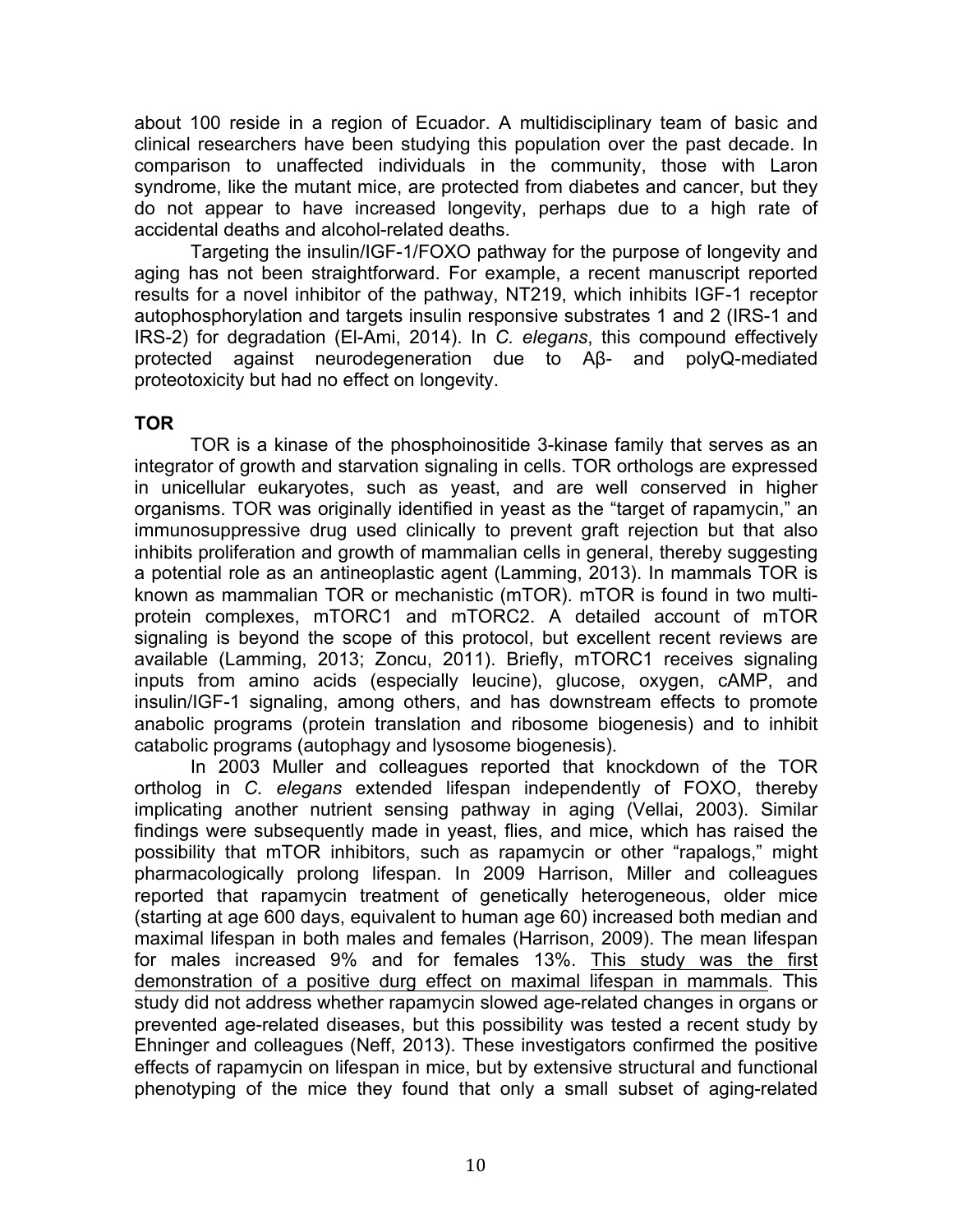about 100 reside in a region of Ecuador. A multidisciplinary team of basic and clinical researchers have been studying this population over the past decade. In comparison to unaffected individuals in the community, those with Laron syndrome, like the mutant mice, are protected from diabetes and cancer, but they do not appear to have increased longevity, perhaps due to a high rate of accidental deaths and alcohol-related deaths.

Targeting the insulin/IGF-1/FOXO pathway for the purpose of longevity and aging has not been straightforward. For example, a recent manuscript reported results for a novel inhibitor of the pathway, NT219, which inhibits IGF-1 receptor autophosphorylation and targets insulin responsive substrates 1 and 2 (IRS-1 and IRS-2) for degradation (El-Ami, 2014). In *C. elegans*, this compound effectively protected against neurodegeneration due to Aβ- and polyQ-mediated proteotoxicity but had no effect on longevity.

### TOR

TOR is a kinase of the phosphoinositide 3-kinase family that serves as an integrator of growth and starvation signaling in cells. TOR orthologs are expressed in unicellular eukaryotes, such as yeast, and are well conserved in higher organisms. TOR was originally identified in yeast as the "target of rapamycin," an immunosuppressive drug used clinically to prevent graft rejection but that also inhibits proliferation and growth of mammalian cells in general, thereby suggesting a potential role as an antineoplastic agent (Lamming, 2013). In mammals TOR is known as mammalian TOR or mechanistic (mTOR). mTOR is found in two multi-protein complexes, mTORC1 and mTORC2. A detailed account of mTOR signaling is beyond the scope of this protocol, but excellent recent reviews are available (Lamming, 2013; Zoncu, 2011). Briefly, mTORC1 receives signaling inputs from amino acids (especially leucine), glucose, oxygen, cAMP, and insulin/IGF-1 signaling, among others, and has downstream effects to promote anabolic programs (protein translation and ribosome biogenesis) and to inhibit catabolic programs (autophagy and lysosome biogenesis).

In 2003 Muller and colleagues reported that knockdown of the TOR ortholog in *C. elegans* extended lifespan independently of FOXO, thereby implicating another nutrient sensing pathway in aging (Vellai, 2003). Similar findings were subsequently made in yeast, flies, and mice, which has raised the possibility that mTOR inhibitors, such as rapamycin or other "rapalogs," might pharmacologically prolong lifespan. In 2009 Harrison, Miller and colleagues reported that rapamycin treatment of genetically heterogeneous, older mice (starting at age 600 days, equivalent to human age 60) increased both median and maximal lifespan in both males and females (Harrison, 2009). The mean lifespan for males increased 9% and for females 13%. <u>This study was the first demonstration of a positive durg effect on maximal lifespan in mammals</u>. This study did not address whether rapamycin slowed age-related changes in organs or prevented age-related diseases, but this possibility was tested a recent study by Ehninger and colleagues (Neff, 2013). These investigators confirmed the positive effects of rapamycin on lifespan in mice, but by extensive structural and functional phenotyping of the mice they found that only a small subset of aging-related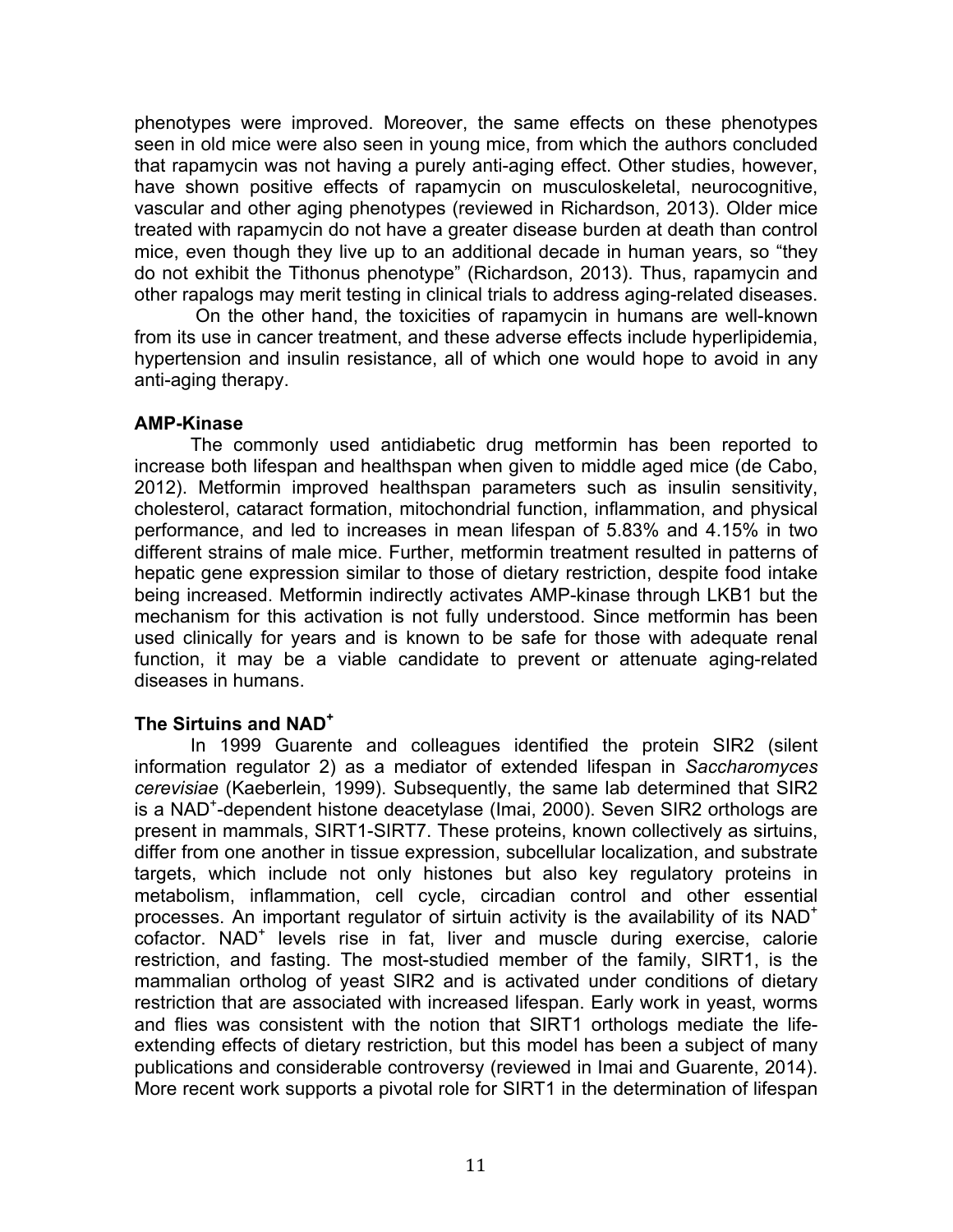phenotypes were improved. Moreover, the same effects on these phenotypes seen in old mice were also seen in young mice, from which the authors concluded that rapamycin was not having a purely anti-aging effect. Other studies, however, have shown positive effects of rapamycin on musculoskeletal, neurocognitive, vascular and other aging phenotypes (reviewed in Richardson, 2013). Older mice treated with rapamycin do not have a greater disease burden at death than control mice, even though they live up to an additional decade in human years, so "they do not exhibit the Tithonus phenotype" (Richardson, 2013). Thus, rapamycin and other rapalogs may merit testing in clinical trials to address aging-related diseases.

On the other hand, the toxicities of rapamycin in humans are well-known from its use in cancer treatment, and these adverse effects include hyperlipidemia, hypertension and insulin resistance, all of which one would hope to avoid in any anti-aging therapy.

**AMP-Kinase**

The commonly used antidiabetic drug metformin has been reported to increase both lifespan and healthspan when given to middle aged mice (de Cabo, 2012). Metformin improved healthspan parameters such as insulin sensitivity, cholesterol, cataract formation, mitochondrial function, inflammation, and physical performance, and led to increases in mean lifespan of 5.83% and 4.15% in two different strains of male mice. Further, metformin treatment resulted in patterns of hepatic gene expression similar to those of dietary restriction, despite food intake being increased. Metformin indirectly activates AMP-kinase through LKB1 but the mechanism for this activation is not fully understood. Since metformin has been used clinically for years and is known to be safe for those with adequate renal function, it may be a viable candidate to prevent or attenuate aging-related diseases in humans.

**The Sirtuins and $NAD^+$**

In 1999 Guarente and colleagues identified the protein SIR2 (silent information regulator 2) as a mediator of extended lifespan in *Saccharomyces cerevisiae* (Kaeberlein, 1999). Subsequently, the same lab determined that SIR2 is a $NAD^+$-dependent histone deacetylase (Imai, 2000). Seven SIR2 orthologs are present in mammals, SIRT1-SIRT7. These proteins, known collectively as sirtuins, differ from one another in tissue expression, subcellular localization, and substrate targets, which include not only histones but also key regulatory proteins in metabolism, inflammation, cell cycle, circadian control and other essential processes. An important regulator of sirtuin activity is the availability of its $NAD^+$ cofactor. $NAD^+$ levels rise in fat, liver and muscle during exercise, calorie restriction, and fasting. The most-studied member of the family, SIRT1, is the mammalian ortholog of yeast SIR2 and is activated under conditions of dietary restriction that are associated with increased lifespan. Early work in yeast, worms and flies was consistent with the notion that SIRT1 orthologs mediate the life-extending effects of dietary restriction, but this model has been a subject of many publications and considerable controversy (reviewed in Imai and Guarente, 2014). More recent work supports a pivotal role for SIRT1 in the determination of lifespan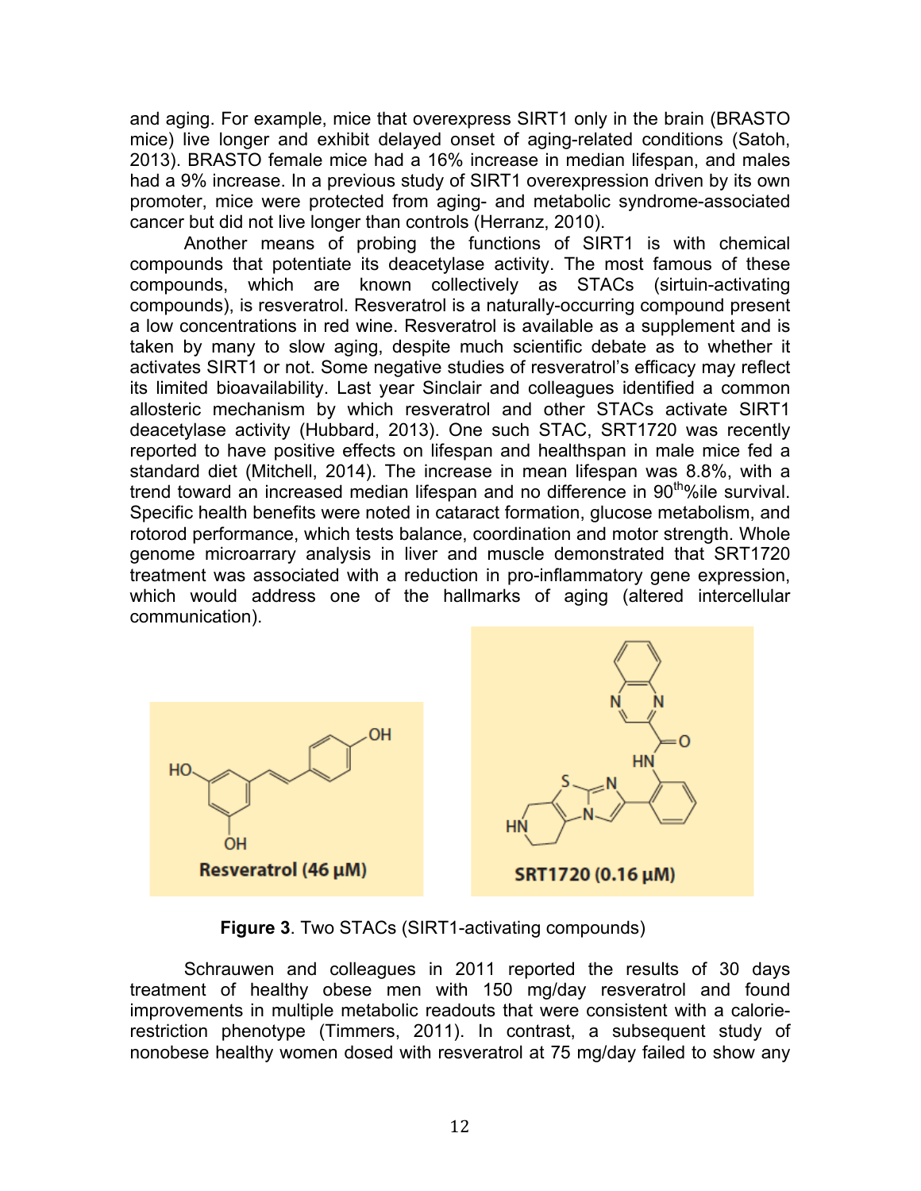and aging. For example, mice that overexpress SIRT1 only in the brain (BRASTO mice) live longer and exhibit delayed onset of aging-related conditions (Satoh, 2013). BRASTO female mice had a 16% increase in median lifespan, and males had a 9% increase. In a previous study of SIRT1 overexpression driven by its own promoter, mice were protected from aging- and metabolic syndrome-associated cancer but did not live longer than controls (Herranz, 2010).

Another means of probing the functions of SIRT1 is with chemical compounds that potentiate its deacetylase activity. The most famous of these compounds, which are known collectively as STACs (sirtuin-activating compounds), is resveratrol. Resveratrol is a naturally-occurring compound present a low concentrations in red wine. Resveratrol is available as a supplement and is taken by many to slow aging, despite much scientific debate as to whether it activates SIRT1 or not. Some negative studies of resveratrol's efficacy may reflect its limited bioavailability. Last year Sinclair and colleagues identified a common allosteric mechanism by which resveratrol and other STACs activate SIRT1 deacetylase activity (Hubbard, 2013). One such STAC, SRT1720 was recently reported to have positive effects on lifespan and healthspan in male mice fed a standard diet (Mitchell, 2014). The increase in mean lifespan was 8.8%, with a trend toward an increased median lifespan and no difference in $90^{th}$%ile survival. Specific health benefits were noted in cataract formation, glucose metabolism, and rotorod performance, which tests balance, coordination and motor strength. Whole genome microarrary analysis in liver and muscle demonstrated that SRT1720 treatment was associated with a reduction in pro-inflammatory gene expression, which would address one of the hallmarks of aging (altered intercellular communication).

Resveratrol (46 μM)

SRT1720 (0.16 μM)

**Figure 3**. Two STACs (SIRT1-activating compounds)

Schrauwen and colleagues in 2011 reported the results of 30 days treatment of healthy obese men with 150 mg/day resveratrol and found improvements in multiple metabolic readouts that were consistent with a calorie-restriction phenotype (Timmers, 2011). In contrast, a subsequent study of nonobese healthy women dosed with resveratrol at 75 mg/day failed to show any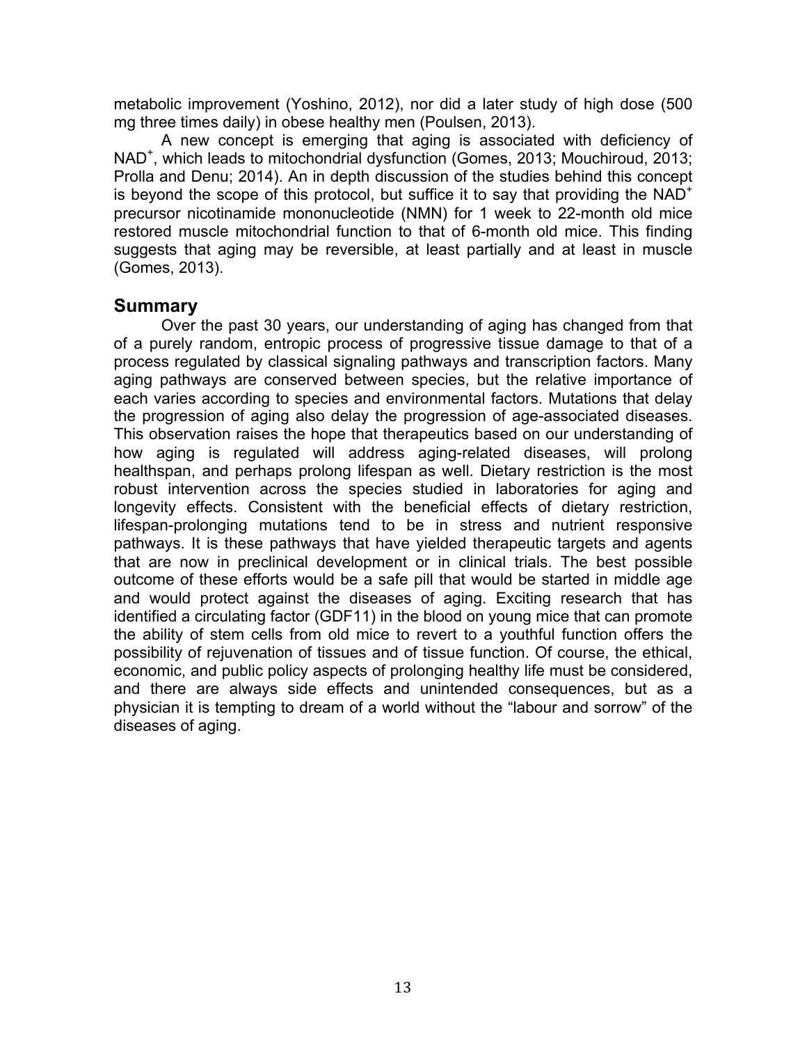metabolic improvement (Yoshino, 2012), nor did a later study of high dose (500 mg three times daily) in obese healthy men (Poulsen, 2013).

A new concept is emerging that aging is associated with deficiency of $NAD^+$, which leads to mitochondrial dysfunction (Gomes, 2013; Mouchiroud, 2013; Prolla and Denu; 2014). An in depth discussion of the studies behind this concept is beyond the scope of this protocol, but suffice it to say that providing the $NAD^+$ precursor nicotinamide mononucleotide (NMN) for 1 week to 22-month old mice restored muscle mitochondrial function to that of 6-month old mice. This finding suggests that aging may be reversible, at least partially and at least in muscle (Gomes, 2013).

## Summary

Over the past 30 years, our understanding of aging has changed from that of a purely random, entropic process of progressive tissue damage to that of a process regulated by classical signaling pathways and transcription factors. Many aging pathways are conserved between species, but the relative importance of each varies according to species and environmental factors. Mutations that delay the progression of aging also delay the progression of age-associated diseases. This observation raises the hope that therapeutics based on our understanding of how aging is regulated will address aging-related diseases, will prolong healthspan, and perhaps prolong lifespan as well. Dietary restriction is the most robust intervention across the species studied in laboratories for aging and longevity effects. Consistent with the beneficial effects of dietary restriction, lifespan-prolonging mutations tend to be in stress and nutrient responsive pathways. It is these pathways that have yielded therapeutic targets and agents that are now in preclinical development or in clinical trials. The best possible outcome of these efforts would be a safe pill that would be started in middle age and would protect against the diseases of aging. Exciting research that has identified a circulating factor (GDF11) in the blood on young mice that can promote the ability of stem cells from old mice to revert to a youthful function offers the possibility of rejuvenation of tissues and of tissue function. Of course, the ethical, economic, and public policy aspects of prolonging healthy life must be considered, and there are always side effects and unintended consequences, but as a physician it is tempting to dream of a world without the "labour and sorrow" of the diseases of aging.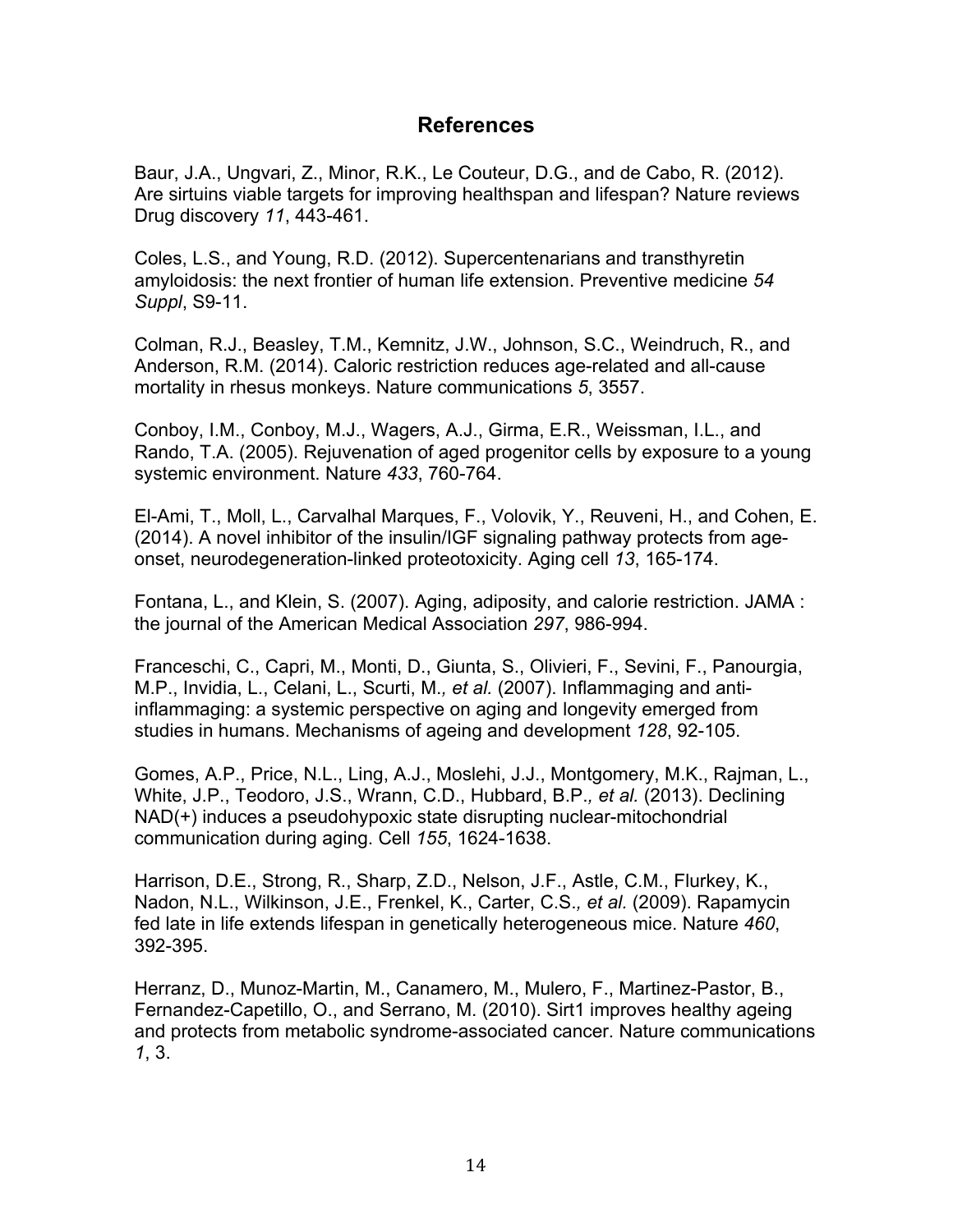## References

Baur, J.A., Ungvari, Z., Minor, R.K., Le Couteur, D.G., and de Cabo, R. (2012). Are sirtuins viable targets for improving healthspan and lifespan? Nature reviews Drug discovery *11*, 443-461.

Coles, L.S., and Young, R.D. (2012). Supercentenarians and transthyretin amyloidosis: the next frontier of human life extension. Preventive medicine *54 Suppl*, S9-11.

Colman, R.J., Beasley, T.M., Kemnitz, J.W., Johnson, S.C., Weindruch, R., and Anderson, R.M. (2014). Caloric restriction reduces age-related and all-cause mortality in rhesus monkeys. Nature communications *5*, 3557.

Conboy, I.M., Conboy, M.J., Wagers, A.J., Girma, E.R., Weissman, I.L., and Rando, T.A. (2005). Rejuvenation of aged progenitor cells by exposure to a young systemic environment. Nature *433*, 760-764.

El-Ami, T., Moll, L., Carvalhal Marques, F., Volovik, Y., Reuveni, H., and Cohen, E. (2014). A novel inhibitor of the insulin/IGF signaling pathway protects from age-onset, neurodegeneration-linked proteotoxicity. Aging cell *13*, 165-174.

Fontana, L., and Klein, S. (2007). Aging, adiposity, and calorie restriction. JAMA : the journal of the American Medical Association *297*, 986-994.

Franceschi, C., Capri, M., Monti, D., Giunta, S., Olivieri, F., Sevini, F., Panourgia, M.P., Invidia, L., Celani, L., Scurti, M*., et al.* (2007). Inflammaging and anti-inflammaging: a systemic perspective on aging and longevity emerged from studies in humans. Mechanisms of ageing and development *128*, 92-105.

Gomes, A.P., Price, N.L., Ling, A.J., Moslehi, J.J., Montgomery, M.K., Rajman, L., White, J.P., Teodoro, J.S., Wrann, C.D., Hubbard, B.P*., et al.* (2013). Declining NAD(+) induces a pseudohypoxic state disrupting nuclear-mitochondrial communication during aging. Cell *155*, 1624-1638.

Harrison, D.E., Strong, R., Sharp, Z.D., Nelson, J.F., Astle, C.M., Flurkey, K., Nadon, N.L., Wilkinson, J.E., Frenkel, K., Carter, C.S*., et al.* (2009). Rapamycin fed late in life extends lifespan in genetically heterogeneous mice. Nature *460*, 392-395.

Herranz, D., Munoz-Martin, M., Canamero, M., Mulero, F., Martinez-Pastor, B., Fernandez-Capetillo, O., and Serrano, M. (2010). Sirt1 improves healthy ageing and protects from metabolic syndrome-associated cancer. Nature communications *1*, 3.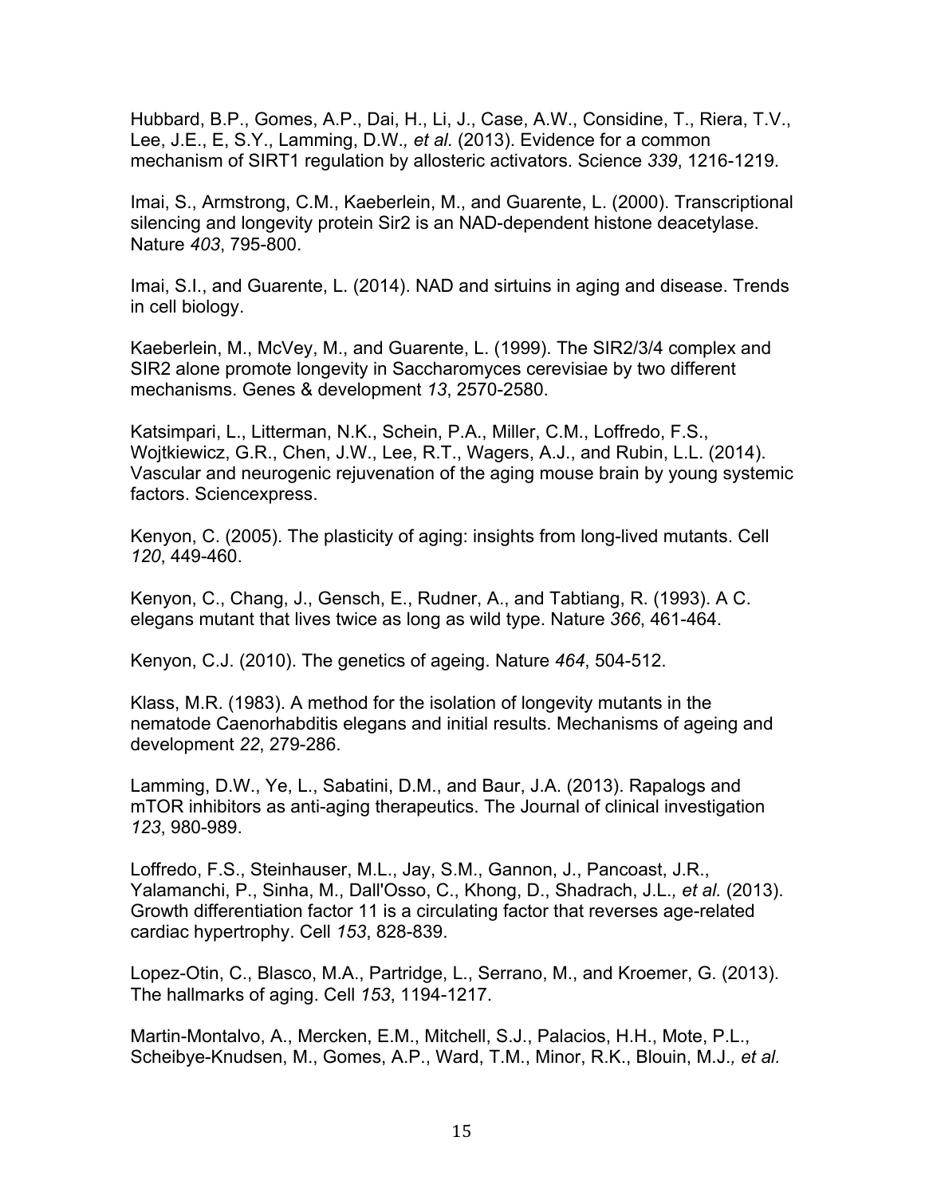Hubbard, B.P., Gomes, A.P., Dai, H., Li, J., Case, A.W., Considine, T., Riera, T.V., Lee, J.E., E, S.Y., Lamming, D.W.*, et al.* (2013). Evidence for a common mechanism of SIRT1 regulation by allosteric activators. Science *339*, 1216-1219.

Imai, S., Armstrong, C.M., Kaeberlein, M., and Guarente, L. (2000). Transcriptional silencing and longevity protein Sir2 is an NAD-dependent histone deacetylase. Nature *403*, 795-800.

Imai, S.I., and Guarente, L. (2014). NAD and sirtuins in aging and disease. Trends in cell biology.

Kaeberlein, M., McVey, M., and Guarente, L. (1999). The SIR2/3/4 complex and SIR2 alone promote longevity in Saccharomyces cerevisiae by two different mechanisms. Genes & development *13*, 2570-2580.

Katsimpari, L., Litterman, N.K., Schein, P.A., Miller, C.M., Loffredo, F.S., Wojtkiewicz, G.R., Chen, J.W., Lee, R.T., Wagers, A.J., and Rubin, L.L. (2014). Vascular and neurogenic rejuvenation of the aging mouse brain by young systemic factors. Sciencexpress.

Kenyon, C. (2005). The plasticity of aging: insights from long-lived mutants. Cell *120*, 449-460.

Kenyon, C., Chang, J., Gensch, E., Rudner, A., and Tabtiang, R. (1993). A C. elegans mutant that lives twice as long as wild type. Nature *366*, 461-464.

Kenyon, C.J. (2010). The genetics of ageing. Nature *464*, 504-512.

Klass, M.R. (1983). A method for the isolation of longevity mutants in the nematode Caenorhabditis elegans and initial results. Mechanisms of ageing and development *22*, 279-286.

Lamming, D.W., Ye, L., Sabatini, D.M., and Baur, J.A. (2013). Rapalogs and mTOR inhibitors as anti-aging therapeutics. The Journal of clinical investigation *123*, 980-989.

Loffredo, F.S., Steinhauser, M.L., Jay, S.M., Gannon, J., Pancoast, J.R., Yalamanchi, P., Sinha, M., Dall'Osso, C., Khong, D., Shadrach, J.L.*, et al.* (2013). Growth differentiation factor 11 is a circulating factor that reverses age-related cardiac hypertrophy. Cell *153*, 828-839.

Lopez-Otin, C., Blasco, M.A., Partridge, L., Serrano, M., and Kroemer, G. (2013). The hallmarks of aging. Cell *153*, 1194-1217.

Martin-Montalvo, A., Mercken, E.M., Mitchell, S.J., Palacios, H.H., Mote, P.L., Scheibye-Knudsen, M., Gomes, A.P., Ward, T.M., Minor, R.K., Blouin, M.J.*, et al.*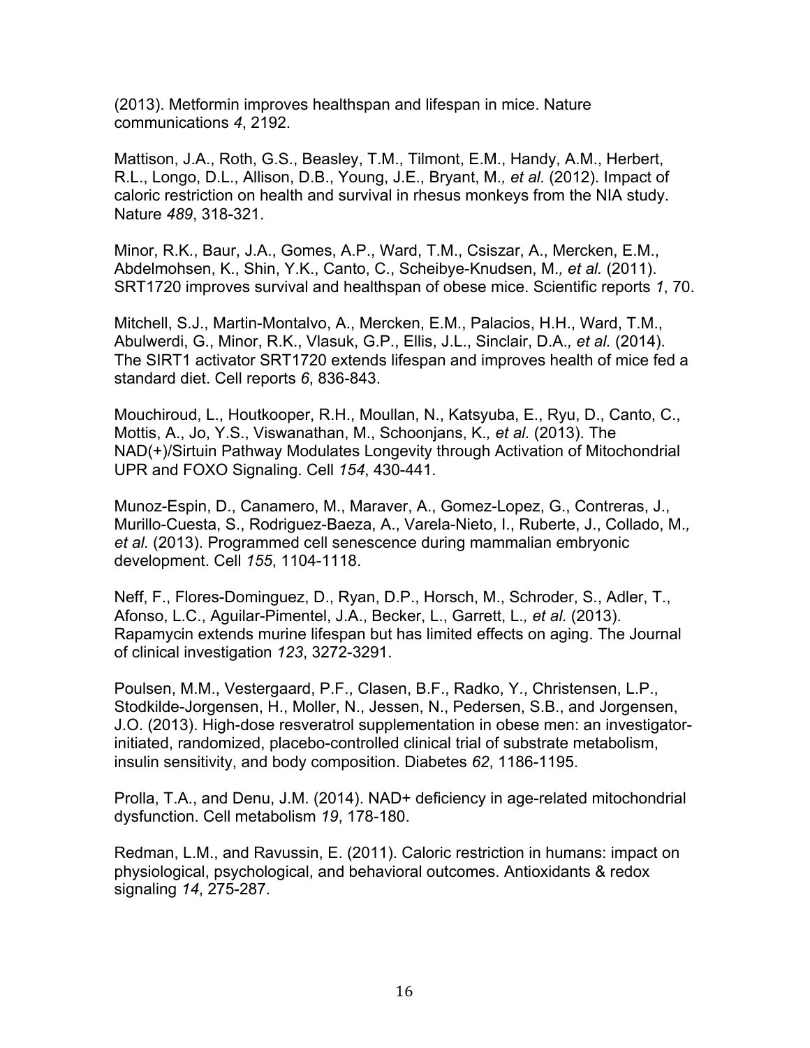(2013). Metformin improves healthspan and lifespan in mice. Nature communications *4*, 2192.

Mattison, J.A., Roth, G.S., Beasley, T.M., Tilmont, E.M., Handy, A.M., Herbert, R.L., Longo, D.L., Allison, D.B., Young, J.E., Bryant, M.*, et al.* (2012). Impact of caloric restriction on health and survival in rhesus monkeys from the NIA study. Nature *489*, 318-321.

Minor, R.K., Baur, J.A., Gomes, A.P., Ward, T.M., Csiszar, A., Mercken, E.M., Abdelmohsen, K., Shin, Y.K., Canto, C., Scheibye-Knudsen, M.*, et al.* (2011). SRT1720 improves survival and healthspan of obese mice. Scientific reports *1*, 70.

Mitchell, S.J., Martin-Montalvo, A., Mercken, E.M., Palacios, H.H., Ward, T.M., Abulwerdi, G., Minor, R.K., Vlasuk, G.P., Ellis, J.L., Sinclair, D.A.*, et al.* (2014). The SIRT1 activator SRT1720 extends lifespan and improves health of mice fed a standard diet. Cell reports *6*, 836-843.

Mouchiroud, L., Houtkooper, R.H., Moullan, N., Katsyuba, E., Ryu, D., Canto, C., Mottis, A., Jo, Y.S., Viswanathan, M., Schoonjans, K.*, et al.* (2013). The NAD(+)/Sirtuin Pathway Modulates Longevity through Activation of Mitochondrial UPR and FOXO Signaling. Cell *154*, 430-441.

Munoz-Espin, D., Canamero, M., Maraver, A., Gomez-Lopez, G., Contreras, J., Murillo-Cuesta, S., Rodriguez-Baeza, A., Varela-Nieto, I., Ruberte, J., Collado, M.*, et al.* (2013). Programmed cell senescence during mammalian embryonic development. Cell *155*, 1104-1118.

Neff, F., Flores-Dominguez, D., Ryan, D.P., Horsch, M., Schroder, S., Adler, T., Afonso, L.C., Aguilar-Pimentel, J.A., Becker, L., Garrett, L.*, et al.* (2013). Rapamycin extends murine lifespan but has limited effects on aging. The Journal of clinical investigation *123*, 3272-3291.

Poulsen, M.M., Vestergaard, P.F., Clasen, B.F., Radko, Y., Christensen, L.P., Stodkilde-Jorgensen, H., Moller, N., Jessen, N., Pedersen, S.B., and Jorgensen, J.O. (2013). High-dose resveratrol supplementation in obese men: an investigator-initiated, randomized, placebo-controlled clinical trial of substrate metabolism, insulin sensitivity, and body composition. Diabetes *62*, 1186-1195.

Prolla, T.A., and Denu, J.M. (2014). NAD+ deficiency in age-related mitochondrial dysfunction. Cell metabolism *19*, 178-180.

Redman, L.M., and Ravussin, E. (2011). Caloric restriction in humans: impact on physiological, psychological, and behavioral outcomes. Antioxidants & redox signaling *14*, 275-287.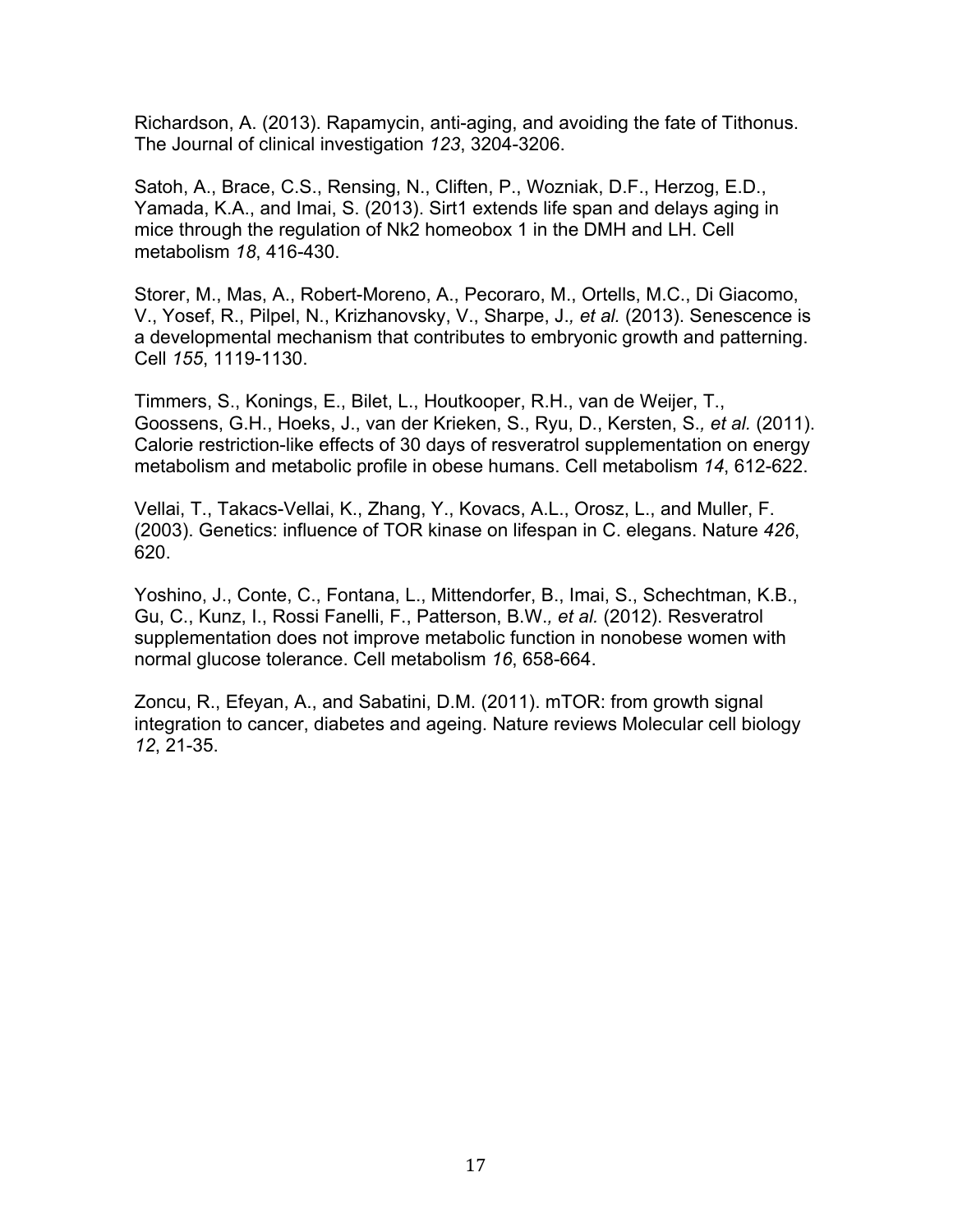Richardson, A. (2013). Rapamycin, anti-aging, and avoiding the fate of Tithonus. The Journal of clinical investigation *123*, 3204-3206.

Satoh, A., Brace, C.S., Rensing, N., Cliften, P., Wozniak, D.F., Herzog, E.D., Yamada, K.A., and Imai, S. (2013). Sirt1 extends life span and delays aging in mice through the regulation of Nk2 homeobox 1 in the DMH and LH. Cell metabolism *18*, 416-430.

Storer, M., Mas, A., Robert-Moreno, A., Pecoraro, M., Ortells, M.C., Di Giacomo, V., Yosef, R., Pilpel, N., Krizhanovsky, V., Sharpe, J.*, et al.* (2013). Senescence is a developmental mechanism that contributes to embryonic growth and patterning. Cell *155*, 1119-1130.

Timmers, S., Konings, E., Bilet, L., Houtkooper, R.H., van de Weijer, T., Goossens, G.H., Hoeks, J., van der Krieken, S., Ryu, D., Kersten, S.*, et al.* (2011). Calorie restriction-like effects of 30 days of resveratrol supplementation on energy metabolism and metabolic profile in obese humans. Cell metabolism *14*, 612-622.

Vellai, T., Takacs-Vellai, K., Zhang, Y., Kovacs, A.L., Orosz, L., and Muller, F. (2003). Genetics: influence of TOR kinase on lifespan in C. elegans. Nature *426*, 620.

Yoshino, J., Conte, C., Fontana, L., Mittendorfer, B., Imai, S., Schechtman, K.B., Gu, C., Kunz, I., Rossi Fanelli, F., Patterson, B.W.*, et al.* (2012). Resveratrol supplementation does not improve metabolic function in nonobese women with normal glucose tolerance. Cell metabolism *16*, 658-664.

Zoncu, R., Efeyan, A., and Sabatini, D.M. (2011). mTOR: from growth signal integration to cancer, diabetes and ageing. Nature reviews Molecular cell biology *12*, 21-35.